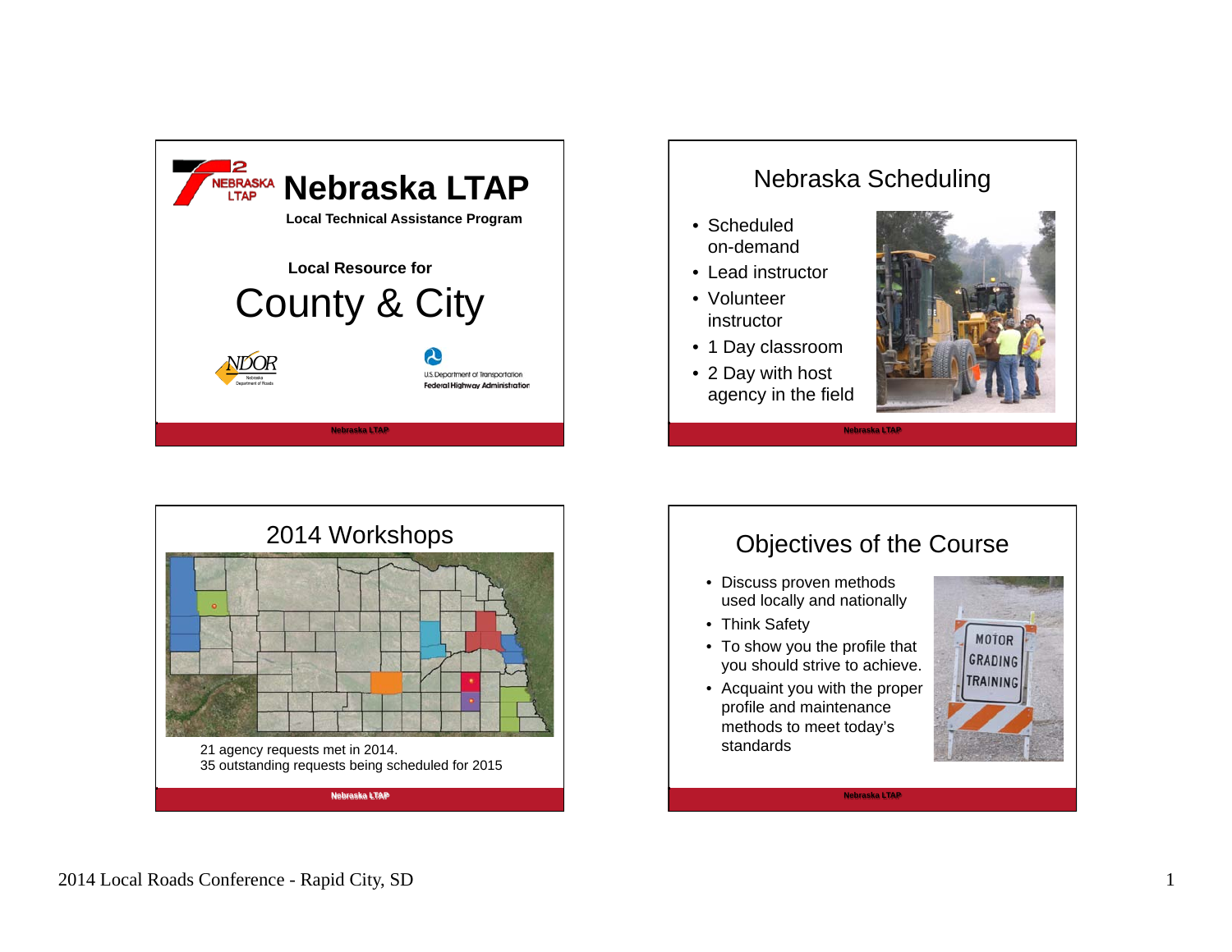# Nebraska LTAP

**Local Technical Assistance Program**

**Local Resource for**

## County & City

NDOR Nebraska Department of Roads

U.S. Department of Transportation Federal Highway Administration

Nebraska LTAP

---

## Nebraska Scheduling

- Scheduled on-demand
- Lead instructor
- Volunteer instructor
- 1 Day classroom
- 2 Day with host agency in the field

Nebraska LTAP

---

## 2014 Workshops

21 agency requests met in 2014.
35 outstanding requests being scheduled for 2015

Nebraska LTAP

---

## Objectives of the Course

- Discuss proven methods used locally and nationally
- Think Safety
- To show you the profile that you should strive to achieve.
- Acquaint you with the proper profile and maintenance methods to meet today's standards

MOTOR GRADING TRAINING

Nebraska LTAP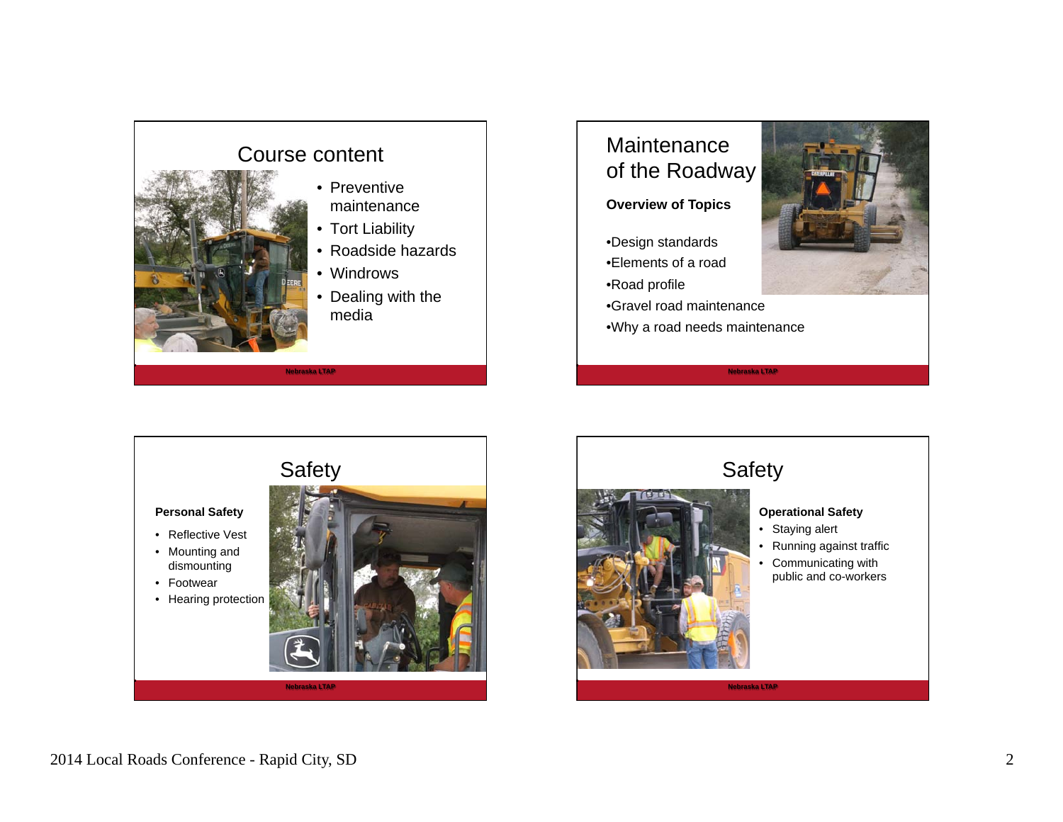## Course content

- Preventive maintenance
- Tort Liability
- Roadside hazards
- Windrows
- Dealing with the media

Nebraska LTAP

## Maintenance of the Roadway

**Overview of Topics**

•Design standards
•Elements of a road
•Road profile
•Gravel road maintenance
•Why a road needs maintenance

Nebraska LTAP

## Safety

**Personal Safety**

- Reflective Vest
- Mounting and dismounting
- Footwear
- Hearing protection

Nebraska LTAP

## Safety

**Operational Safety**

- Staying alert
- Running against traffic
- Communicating with public and co-workers

Nebraska LTAP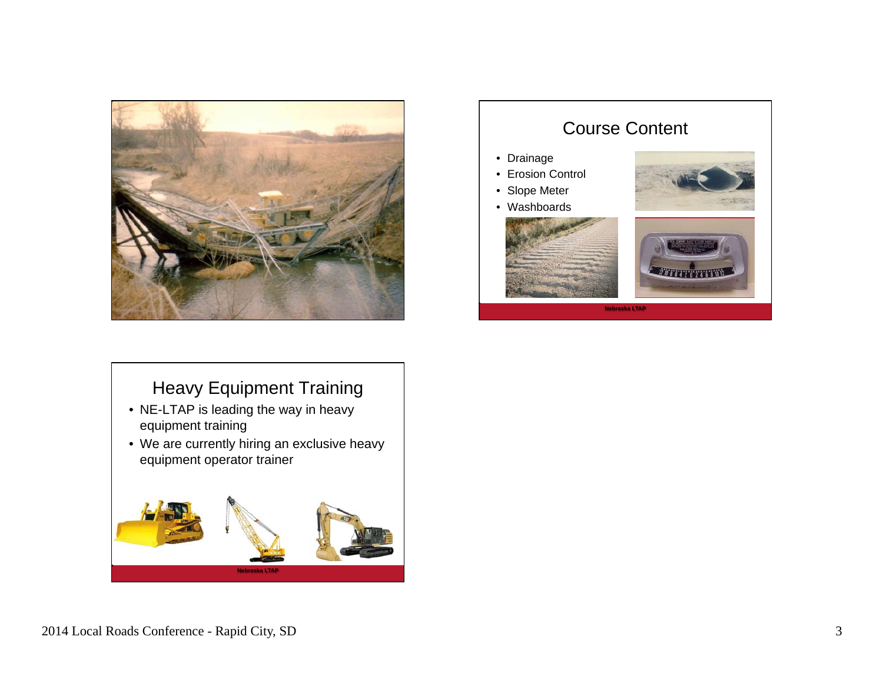## Course Content

- Drainage
- Erosion Control
- Slope Meter
- Washboards

Nebraska LTAP

## Heavy Equipment Training

- NE-LTAP is leading the way in heavy equipment training
- We are currently hiring an exclusive heavy equipment operator trainer

Nebraska LTAP